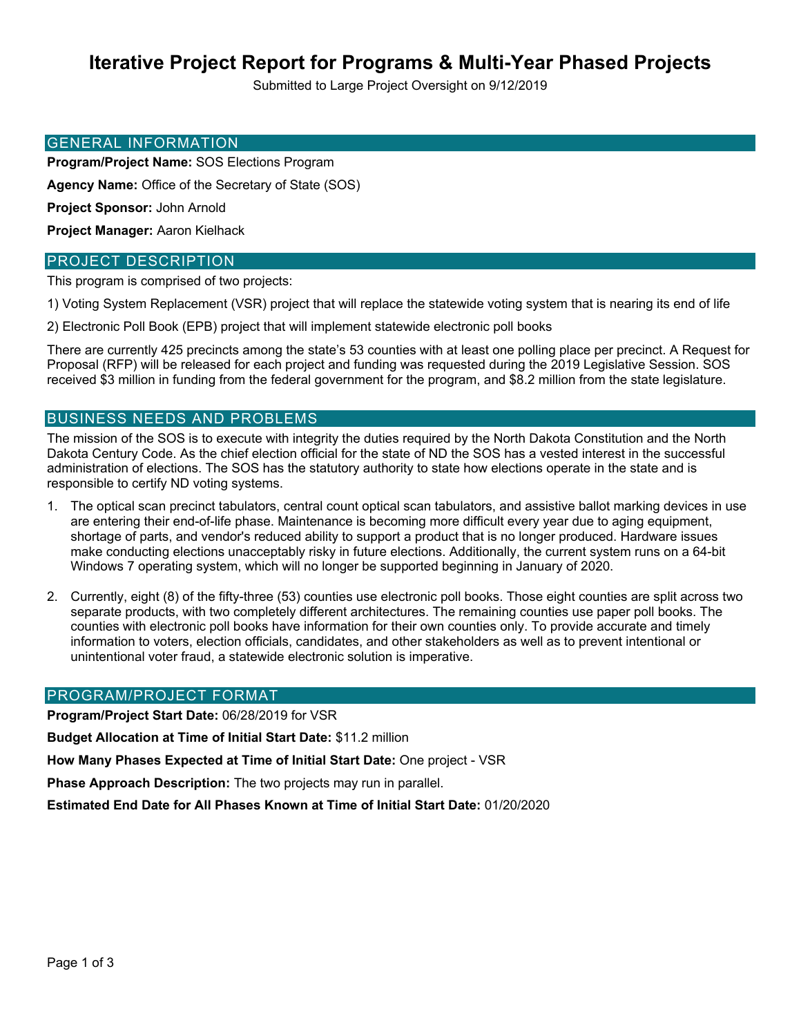# Iterative Project Report for Programs & Multi-Year Phased Projects

Submitted to Large Project Oversight on 9/12/2019

## GENERAL INFORMATION

**Program/Project Name:** SOS Elections Program

**Agency Name:** Office of the Secretary of State (SOS)

**Project Sponsor:** John Arnold

**Project Manager:** Aaron Kielhack

## PROJECT DESCRIPTION

This program is comprised of two projects:

1) Voting System Replacement (VSR) project that will replace the statewide voting system that is nearing its end of life

2) Electronic Poll Book (EPB) project that will implement statewide electronic poll books

There are currently 425 precincts among the state's 53 counties with at least one polling place per precinct. A Request for Proposal (RFP) will be released for each project and funding was requested during the 2019 Legislative Session. SOS received $3 million in funding from the federal government for the program, and $8.2 million from the state legislature.

## BUSINESS NEEDS AND PROBLEMS

The mission of the SOS is to execute with integrity the duties required by the North Dakota Constitution and the North Dakota Century Code. As the chief election official for the state of ND the SOS has a vested interest in the successful administration of elections. The SOS has the statutory authority to state how elections operate in the state and is responsible to certify ND voting systems.

1. The optical scan precinct tabulators, central count optical scan tabulators, and assistive ballot marking devices in use are entering their end-of-life phase. Maintenance is becoming more difficult every year due to aging equipment, shortage of parts, and vendor's reduced ability to support a product that is no longer produced. Hardware issues make conducting elections unacceptably risky in future elections. Additionally, the current system runs on a 64-bit Windows 7 operating system, which will no longer be supported beginning in January of 2020.

2. Currently, eight (8) of the fifty-three (53) counties use electronic poll books. Those eight counties are split across two separate products, with two completely different architectures. The remaining counties use paper poll books. The counties with electronic poll books have information for their own counties only. To provide accurate and timely information to voters, election officials, candidates, and other stakeholders as well as to prevent intentional or unintentional voter fraud, a statewide electronic solution is imperative.

## PROGRAM/PROJECT FORMAT

**Program/Project Start Date:** 06/28/2019 for VSR

**Budget Allocation at Time of Initial Start Date:** $11.2 million

**How Many Phases Expected at Time of Initial Start Date:** One project - VSR

**Phase Approach Description:** The two projects may run in parallel.

**Estimated End Date for All Phases Known at Time of Initial Start Date:** 01/20/2020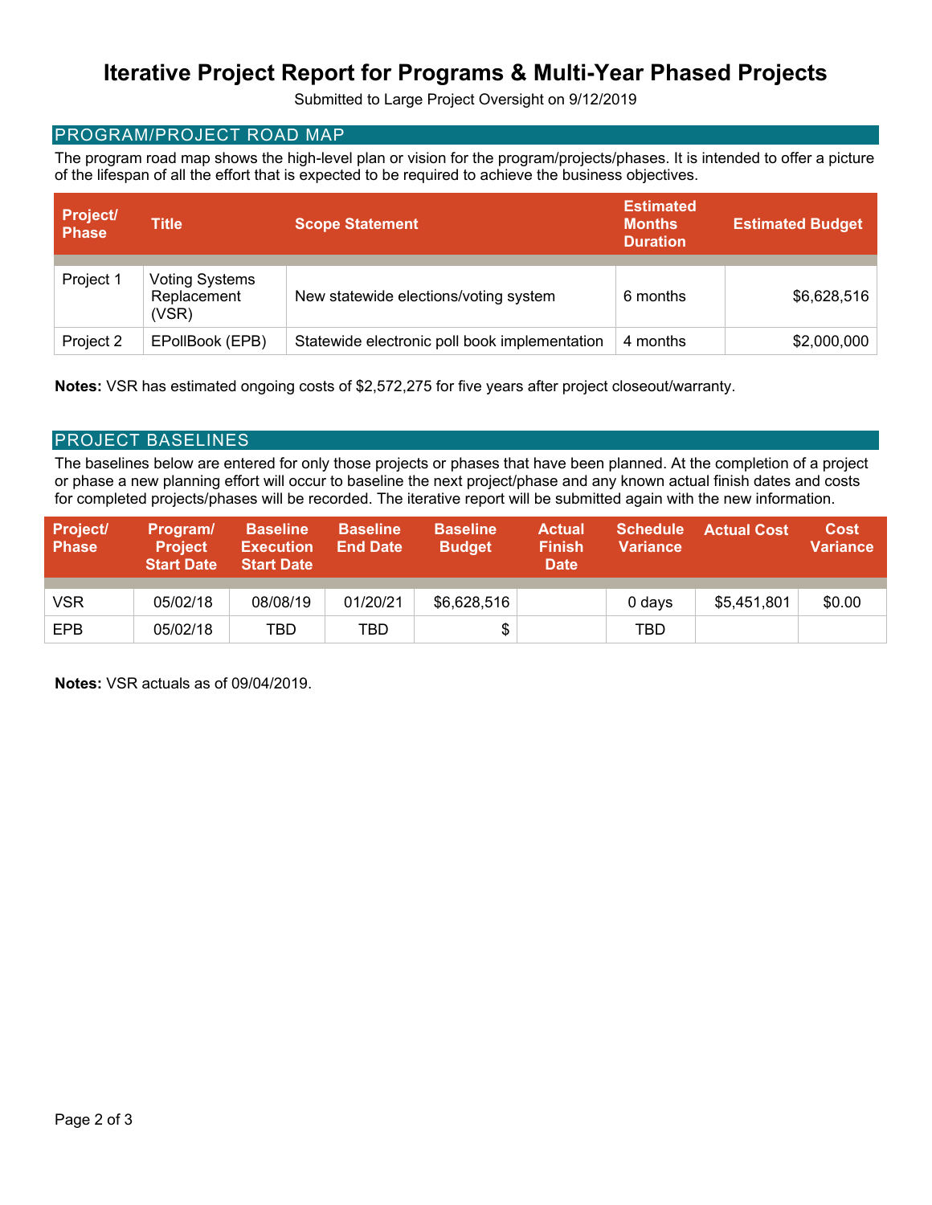# Iterative Project Report for Programs & Multi-Year Phased Projects

Submitted to Large Project Oversight on 9/12/2019

## PROGRAM/PROJECT ROAD MAP

The program road map shows the high-level plan or vision for the program/projects/phases. It is intended to offer a picture of the lifespan of all the effort that is expected to be required to achieve the business objectives.

| Project/ Phase | Title | Scope Statement | Estimated Months Duration | Estimated Budget |
|---|---|---|---|---|
| Project 1 | Voting Systems Replacement (VSR) | New statewide elections/voting system | 6 months | $6,628,516 |
| Project 2 | EPollBook (EPB) | Statewide electronic poll book implementation | 4 months | $2,000,000 |

**Notes:** VSR has estimated ongoing costs of $2,572,275 for five years after project closeout/warranty.

## PROJECT BASELINES

The baselines below are entered for only those projects or phases that have been planned. At the completion of a project or phase a new planning effort will occur to baseline the next project/phase and any known actual finish dates and costs for completed projects/phases will be recorded. The iterative report will be submitted again with the new information.

| Project/ Phase | Program/ Project Start Date | Baseline Execution Start Date | Baseline End Date | Baseline Budget | Actual Finish Date | Schedule Variance | Actual Cost | Cost Variance |
|---|---|---|---|---|---|---|---|---|
| VSR | 05/02/18 | 08/08/19 | 01/20/21 | $6,628,516 | | 0 days | $5,451,801 | $0.00 |
| EPB | 05/02/18 | TBD | TBD | $ | | TBD | | |

**Notes:** VSR actuals as of 09/04/2019.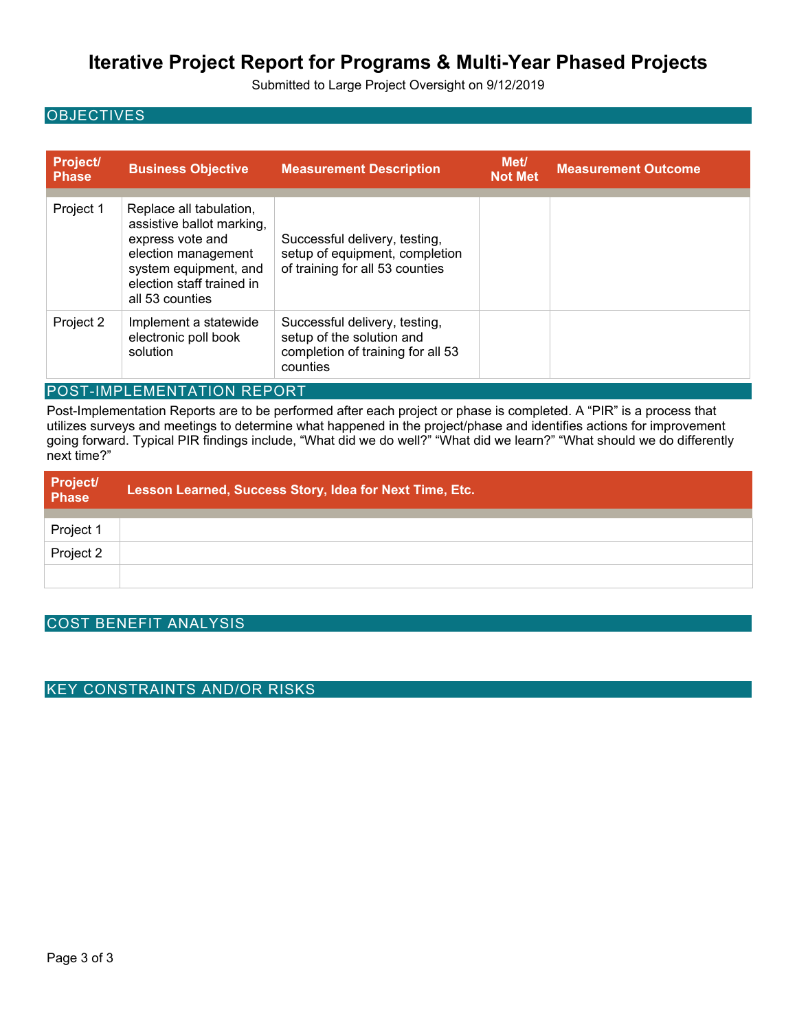# Iterative Project Report for Programs & Multi-Year Phased Projects

Submitted to Large Project Oversight on 9/12/2019

## OBJECTIVES

| Project/ Phase | Business Objective | Measurement Description | Met/ Not Met | Measurement Outcome |
|---|---|---|---|---|
| Project 1 | Replace all tabulation, assistive ballot marking, express vote and election management system equipment, and election staff trained in all 53 counties | Successful delivery, testing, setup of equipment, completion of training for all 53 counties | | |
| Project 2 | Implement a statewide electronic poll book solution | Successful delivery, testing, setup of the solution and completion of training for all 53 counties | | |

## POST-IMPLEMENTATION REPORT

Post-Implementation Reports are to be performed after each project or phase is completed. A "PIR" is a process that utilizes surveys and meetings to determine what happened in the project/phase and identifies actions for improvement going forward. Typical PIR findings include, "What did we do well?" "What did we learn?" "What should we do differently next time?"

| Project/ Phase | Lesson Learned, Success Story, Idea for Next Time, Etc. |
|---|---|
| Project 1 | |
| Project 2 | |
| | |

## COST BENEFIT ANALYSIS

## KEY CONSTRAINTS AND/OR RISKS